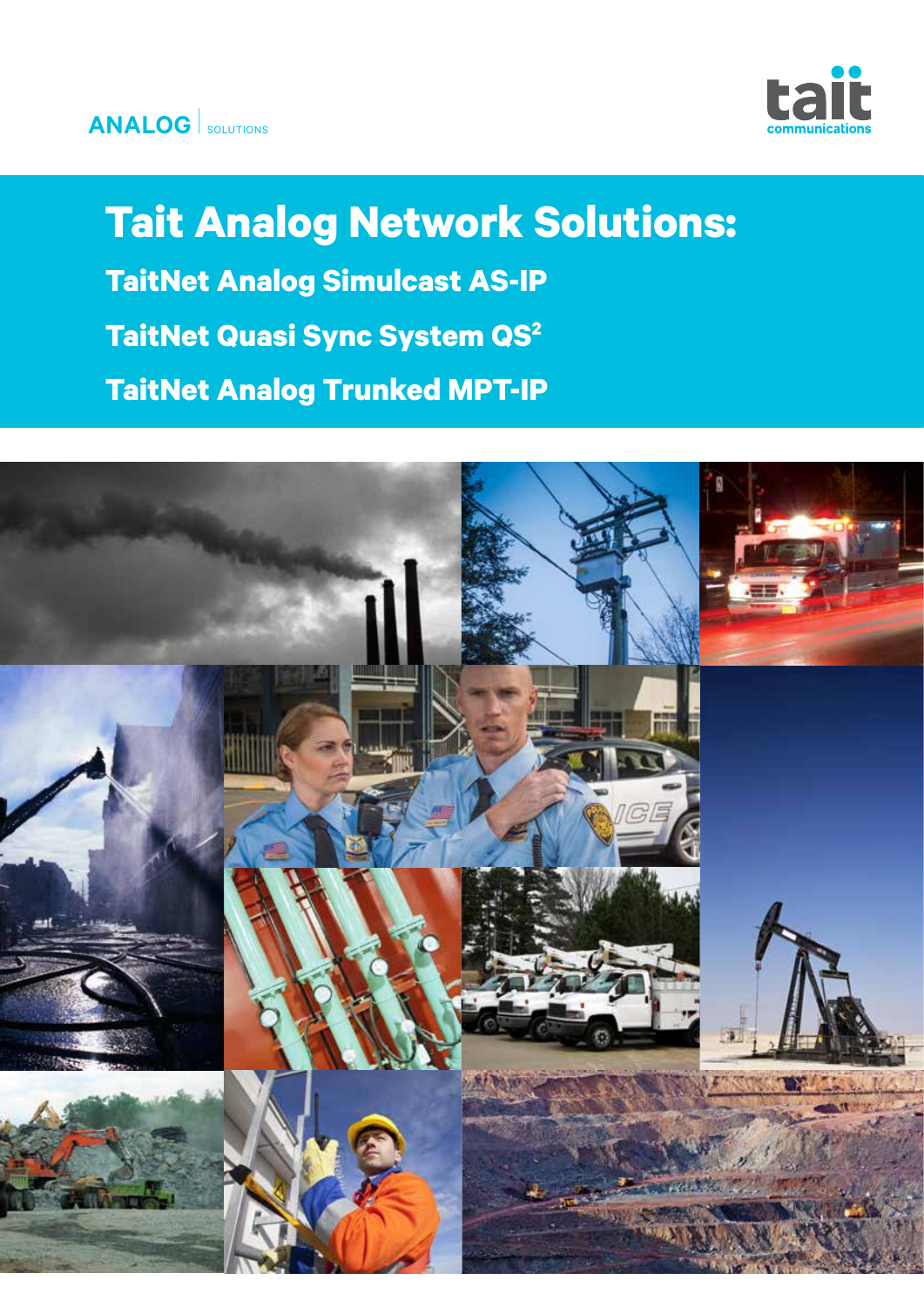ANALOG | SOLUTIONS

tait communications

# Tait Analog Network Solutions:

## TaitNet Analog Simulcast AS-IP

## TaitNet Quasi Sync System QS²

## TaitNet Analog Trunked MPT-IP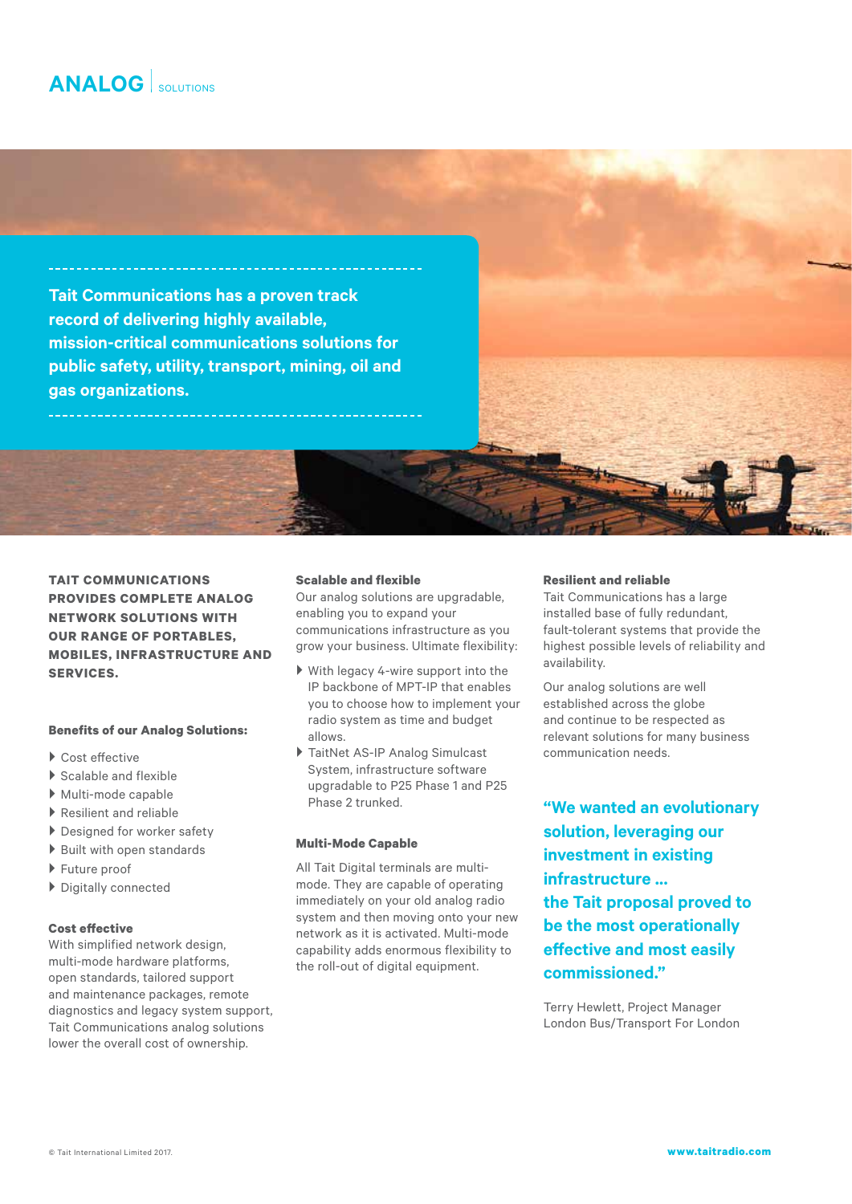# ANALOG | SOLUTIONS

**Tait Communications has a proven track record of delivering highly available, mission-critical communications solutions for public safety, utility, transport, mining, oil and gas organizations.**

**TAIT COMMUNICATIONS PROVIDES COMPLETE ANALOG NETWORK SOLUTIONS WITH OUR RANGE OF PORTABLES, MOBILES, INFRASTRUCTURE AND SERVICES.**

**Benefits of our Analog Solutions:**

- Cost effective
- Scalable and flexible
- Multi-mode capable
- Resilient and reliable
- Designed for worker safety
- Built with open standards
- Future proof
- Digitally connected

### Cost effective

With simplified network design, multi-mode hardware platforms, open standards, tailored support and maintenance packages, remote diagnostics and legacy system support, Tait Communications analog solutions lower the overall cost of ownership.

### Scalable and flexible

Our analog solutions are upgradable, enabling you to expand your communications infrastructure as you grow your business. Ultimate flexibility:

- With legacy 4-wire support into the IP backbone of MPT-IP that enables you to choose how to implement your radio system as time and budget allows.
- TaitNet AS-IP Analog Simulcast System, infrastructure software upgradable to P25 Phase 1 and P25 Phase 2 trunked.

### Multi-Mode Capable

All Tait Digital terminals are multi-mode. They are capable of operating immediately on your old analog radio system and then moving onto your new network as it is activated. Multi-mode capability adds enormous flexibility to the roll-out of digital equipment.

### Resilient and reliable

Tait Communications has a large installed base of fully redundant, fault-tolerant systems that provide the highest possible levels of reliability and availability.

Our analog solutions are well established across the globe and continue to be respected as relevant solutions for many business communication needs.

**"We wanted an evolutionary solution, leveraging our investment in existing infrastructure ... the Tait proposal proved to be the most operationally effective and most easily commissioned."**

Terry Hewlett, Project Manager
London Bus/Transport For London

© Tait International Limited 2017.

www.taitradio.com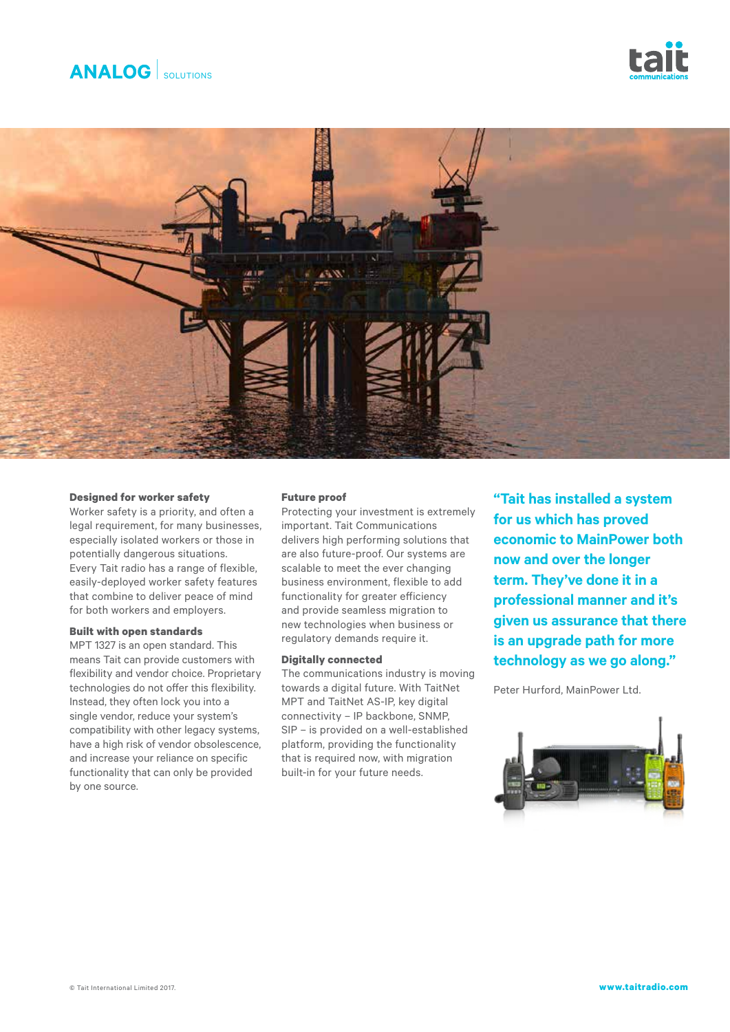# ANALOG | SOLUTIONS

**Designed for worker safety**

Worker safety is a priority, and often a legal requirement, for many businesses, especially isolated workers or those in potentially dangerous situations. Every Tait radio has a range of flexible, easily-deployed worker safety features that combine to deliver peace of mind for both workers and employers.

**Built with open standards**

MPT 1327 is an open standard. This means Tait can provide customers with flexibility and vendor choice. Proprietary technologies do not offer this flexibility. Instead, they often lock you into a single vendor, reduce your system's compatibility with other legacy systems, have a high risk of vendor obsolescence, and increase your reliance on specific functionality that can only be provided by one source.

**Future proof**

Protecting your investment is extremely important. Tait Communications delivers high performing solutions that are also future-proof. Our systems are scalable to meet the ever changing business environment, flexible to add functionality for greater efficiency and provide seamless migration to new technologies when business or regulatory demands require it.

**Digitally connected**

The communications industry is moving towards a digital future. With TaitNet MPT and TaitNet AS-IP, key digital connectivity – IP backbone, SNMP, SIP – is provided on a well-established platform, providing the functionality that is required now, with migration built-in for your future needs.

**"Tait has installed a system for us which has proved economic to MainPower both now and over the longer term. They've done it in a professional manner and it's given us assurance that there is an upgrade path for more technology as we go along."**

Peter Hurford, MainPower Ltd.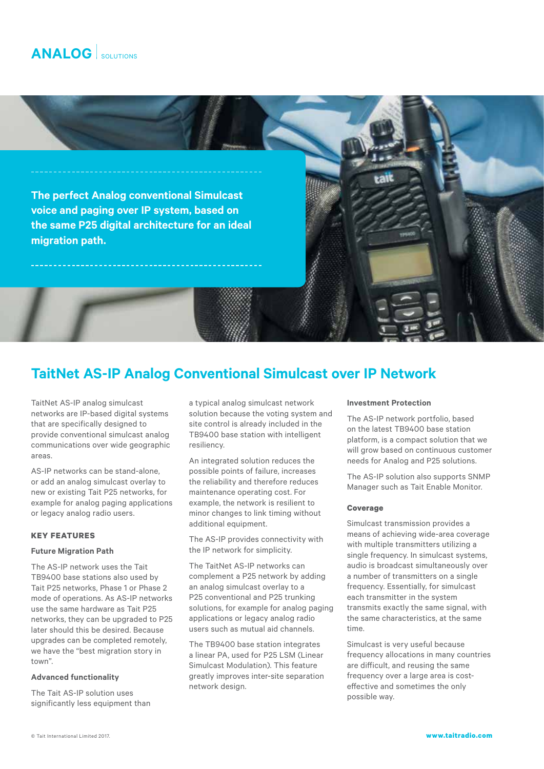# ANALOG | SOLUTIONS

**The perfect Analog conventional Simulcast voice and paging over IP system, based on the same P25 digital architecture for an ideal migration path.**

## TaitNet AS-IP Analog Conventional Simulcast over IP Network

TaitNet AS-IP analog simulcast networks are IP-based digital systems that are specifically designed to provide conventional simulcast analog communications over wide geographic areas.

AS-IP networks can be stand-alone, or add an analog simulcast overlay to new or existing Tait P25 networks, for example for analog paging applications or legacy analog radio users.

### KEY FEATURES

#### Future Migration Path

The AS-IP network uses the Tait TB9400 base stations also used by Tait P25 networks, Phase 1 or Phase 2 mode of operations. As AS-IP networks use the same hardware as Tait P25 networks, they can be upgraded to P25 later should this be desired. Because upgrades can be completed remotely, we have the "best migration story in town".

#### Advanced functionality

The Tait AS-IP solution uses significantly less equipment than a typical analog simulcast network solution because the voting system and site control is already included in the TB9400 base station with intelligent resiliency.

An integrated solution reduces the possible points of failure, increases the reliability and therefore reduces maintenance operating cost. For example, the network is resilient to minor changes to link timing without additional equipment.

The AS-IP provides connectivity with the IP network for simplicity.

The TaitNet AS-IP networks can complement a P25 network by adding an analog simulcast overlay to a P25 conventional and P25 trunking solutions, for example for analog paging applications or legacy analog radio users such as mutual aid channels.

The TB9400 base station integrates a linear PA, used for P25 LSM (Linear Simulcast Modulation). This feature greatly improves inter-site separation network design.

#### Investment Protection

The AS-IP network portfolio, based on the latest TB9400 base station platform, is a compact solution that we will grow based on continuous customer needs for Analog and P25 solutions.

The AS-IP solution also supports SNMP Manager such as Tait Enable Monitor.

#### Coverage

Simulcast transmission provides a means of achieving wide-area coverage with multiple transmitters utilizing a single frequency. In simulcast systems, audio is broadcast simultaneously over a number of transmitters on a single frequency. Essentially, for simulcast each transmitter in the system transmits exactly the same signal, with the same characteristics, at the same time.

Simulcast is very useful because frequency allocations in many countries are difficult, and reusing the same frequency over a large area is cost-effective and sometimes the only possible way.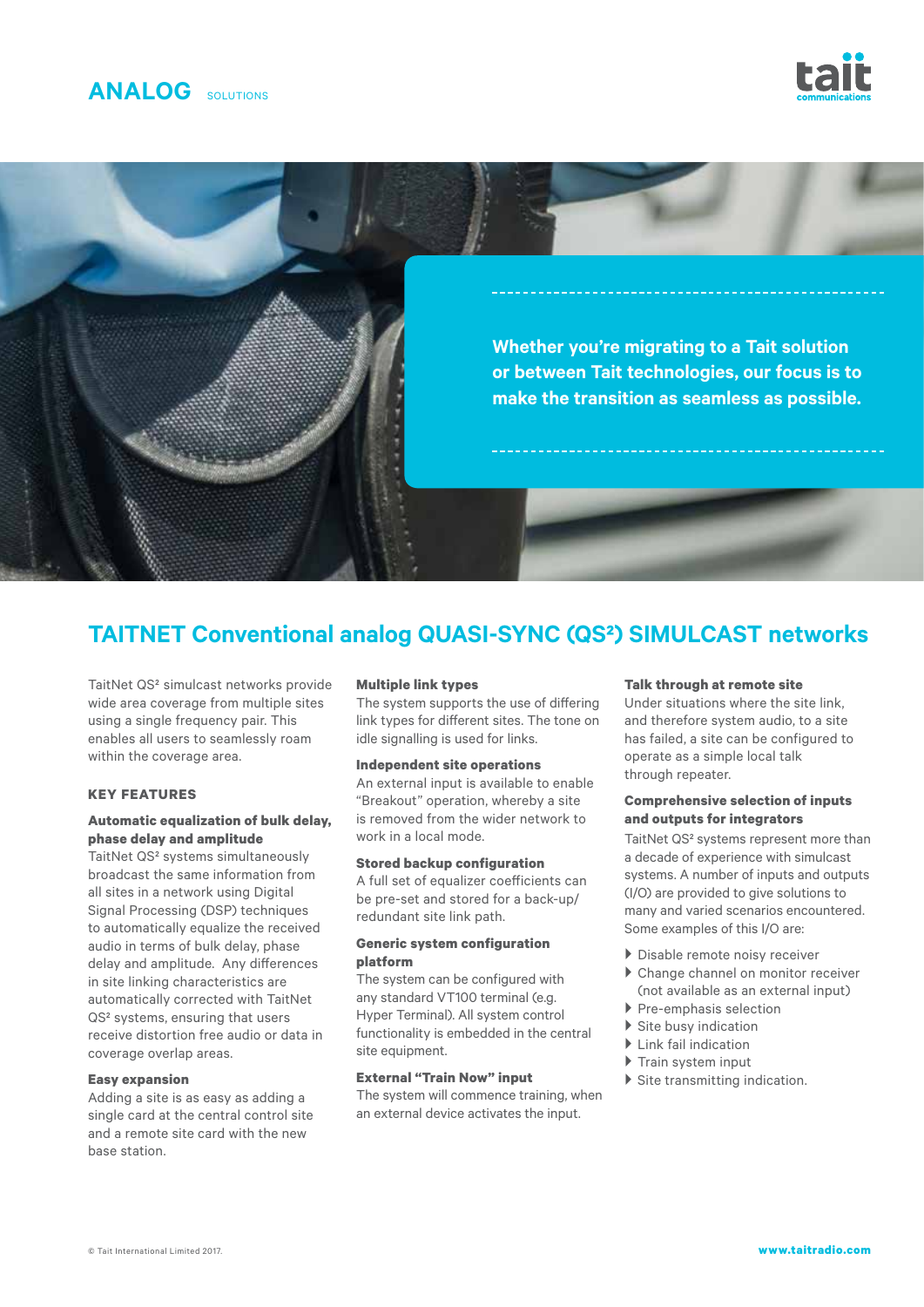ANALOG SOLUTIONS

Whether you're migrating to a Tait solution or between Tait technologies, our focus is to make the transition as seamless as possible.

# TAITNET Conventional analog QUASI-SYNC (QS²) SIMULCAST networks

TaitNet QS² simulcast networks provide wide area coverage from multiple sites using a single frequency pair. This enables all users to seamlessly roam within the coverage area.

## KEY FEATURES

**Automatic equalization of bulk delay, phase delay and amplitude**
TaitNet QS² systems simultaneously broadcast the same information from all sites in a network using Digital Signal Processing (DSP) techniques to automatically equalize the received audio in terms of bulk delay, phase delay and amplitude. Any differences in site linking characteristics are automatically corrected with TaitNet QS² systems, ensuring that users receive distortion free audio or data in coverage overlap areas.

**Easy expansion**
Adding a site is as easy as adding a single card at the central control site and a remote site card with the new base station.

**Multiple link types**
The system supports the use of differing link types for different sites. The tone on idle signalling is used for links.

**Independent site operations**
An external input is available to enable "Breakout" operation, whereby a site is removed from the wider network to work in a local mode.

**Stored backup configuration**
A full set of equalizer coefficients can be pre-set and stored for a back-up/ redundant site link path.

**Generic system configuration platform**
The system can be configured with any standard VT100 terminal (e.g. Hyper Terminal). All system control functionality is embedded in the central site equipment.

**External "Train Now" input**
The system will commence training, when an external device activates the input.

**Talk through at remote site**
Under situations where the site link, and therefore system audio, to a site has failed, a site can be configured to operate as a simple local talk through repeater.

**Comprehensive selection of inputs and outputs for integrators**
TaitNet QS² systems represent more than a decade of experience with simulcast systems. A number of inputs and outputs (I/O) are provided to give solutions to many and varied scenarios encountered. Some examples of this I/O are:

- Disable remote noisy receiver
- Change channel on monitor receiver (not available as an external input)
- Pre-emphasis selection
- Site busy indication
- Link fail indication
- Train system input
- Site transmitting indication.

© Tait International Limited 2017. www.taitradio.com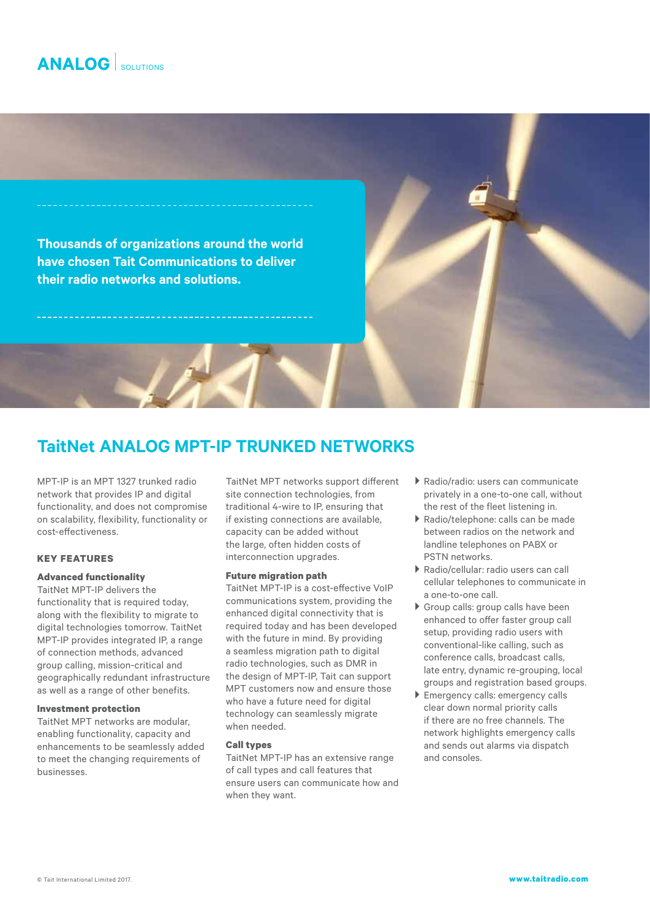# ANALOG | SOLUTIONS

**Thousands of organizations around the world have chosen Tait Communications to deliver their radio networks and solutions.**

## TaitNet ANALOG MPT-IP TRUNKED NETWORKS

MPT-IP is an MPT 1327 trunked radio network that provides IP and digital functionality, and does not compromise on scalability, flexibility, functionality or cost-effectiveness.

### KEY FEATURES

**Advanced functionality**

TaitNet MPT-IP delivers the functionality that is required today, along with the flexibility to migrate to digital technologies tomorrow. TaitNet MPT-IP provides integrated IP, a range of connection methods, advanced group calling, mission-critical and geographically redundant infrastructure as well as a range of other benefits.

**Investment protection**

TaitNet MPT networks are modular, enabling functionality, capacity and enhancements to be seamlessly added to meet the changing requirements of businesses.

TaitNet MPT networks support different site connection technologies, from traditional 4-wire to IP, ensuring that if existing connections are available, capacity can be added without the large, often hidden costs of interconnection upgrades.

**Future migration path**

TaitNet MPT-IP is a cost-effective VoIP communications system, providing the enhanced digital connectivity that is required today and has been developed with the future in mind. By providing a seamless migration path to digital radio technologies, such as DMR in the design of MPT-IP, Tait can support MPT customers now and ensure those who have a future need for digital technology can seamlessly migrate when needed.

**Call types**

TaitNet MPT-IP has an extensive range of call types and call features that ensure users can communicate how and when they want.

- Radio/radio: users can communicate privately in a one-to-one call, without the rest of the fleet listening in.
- Radio/telephone: calls can be made between radios on the network and landline telephones on PABX or PSTN networks.
- Radio/cellular: radio users can call cellular telephones to communicate in a one-to-one call.
- Group calls: group calls have been enhanced to offer faster group call setup, providing radio users with conventional-like calling, such as conference calls, broadcast calls, late entry, dynamic re-grouping, local groups and registration based groups.
- Emergency calls: emergency calls clear down normal priority calls if there are no free channels. The network highlights emergency calls and sends out alarms via dispatch and consoles.

© Tait International Limited 2017.

www.taitradio.com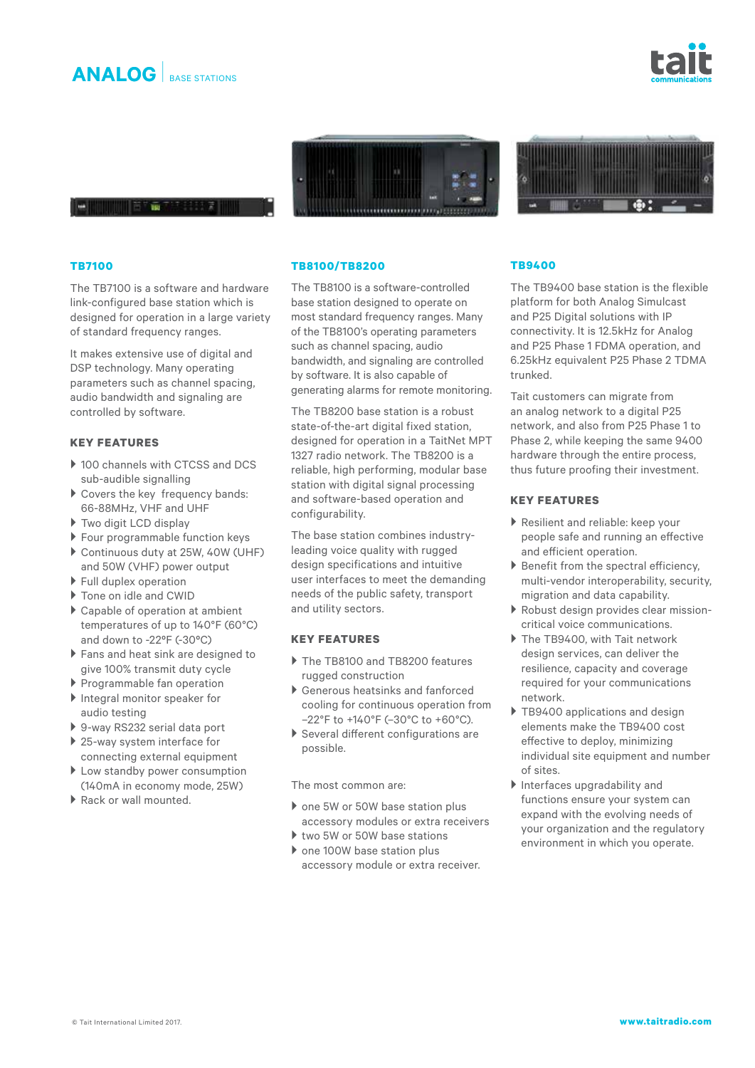# ANALOG | BASE STATIONS

## TB7100

The TB7100 is a software and hardware link-configured base station which is designed for operation in a large variety of standard frequency ranges.

It makes extensive use of digital and DSP technology. Many operating parameters such as channel spacing, audio bandwidth and signaling are controlled by software.

### KEY FEATURES

- 100 channels with CTCSS and DCS sub-audible signalling
- Covers the key frequency bands: 66-88MHz, VHF and UHF
- Two digit LCD display
- Four programmable function keys
- Continuous duty at 25W, 40W (UHF) and 50W (VHF) power output
- Full duplex operation
- Tone on idle and CWID
- Capable of operation at ambient temperatures of up to 140°F (60°C) and down to -22°F (-30°C)
- Fans and heat sink are designed to give 100% transmit duty cycle
- Programmable fan operation
- Integral monitor speaker for audio testing
- 9-way RS232 serial data port
- 25-way system interface for connecting external equipment
- Low standby power consumption (140mA in economy mode, 25W)
- Rack or wall mounted.

## TB8100/TB8200

The TB8100 is a software-controlled base station designed to operate on most standard frequency ranges. Many of the TB8100's operating parameters such as channel spacing, audio bandwidth, and signaling are controlled by software. It is also capable of generating alarms for remote monitoring.

The TB8200 base station is a robust state-of-the-art digital fixed station, designed for operation in a TaitNet MPT 1327 radio network. The TB8200 is a reliable, high performing, modular base station with digital signal processing and software-based operation and configurability.

The base station combines industry-leading voice quality with rugged design specifications and intuitive user interfaces to meet the demanding needs of the public safety, transport and utility sectors.

### KEY FEATURES

- The TB8100 and TB8200 features rugged construction
- Generous heatsinks and fanforced cooling for continuous operation from –22°F to +140°F (–30°C to +60°C).
- Several different configurations are possible.

The most common are:

- one 5W or 50W base station plus accessory modules or extra receivers
- two 5W or 50W base stations
- one 100W base station plus accessory module or extra receiver.

## TB9400

The TB9400 base station is the flexible platform for both Analog Simulcast and P25 Digital solutions with IP connectivity. It is 12.5kHz for Analog and P25 Phase 1 FDMA operation, and 6.25kHz equivalent P25 Phase 2 TDMA trunked.

Tait customers can migrate from an analog network to a digital P25 network, and also from P25 Phase 1 to Phase 2, while keeping the same 9400 hardware through the entire process, thus future proofing their investment.

### KEY FEATURES

- Resilient and reliable: keep your people safe and running an effective and efficient operation.
- Benefit from the spectral efficiency, multi-vendor interoperability, security, migration and data capability.
- Robust design provides clear mission-critical voice communications.
- The TB9400, with Tait network design services, can deliver the resilience, capacity and coverage required for your communications network.
- TB9400 applications and design elements make the TB9400 cost effective to deploy, minimizing individual site equipment and number of sites.
- Interfaces upgradability and functions ensure your system can expand with the evolving needs of your organization and the regulatory environment in which you operate.

© Tait International Limited 2017.

www.taitradio.com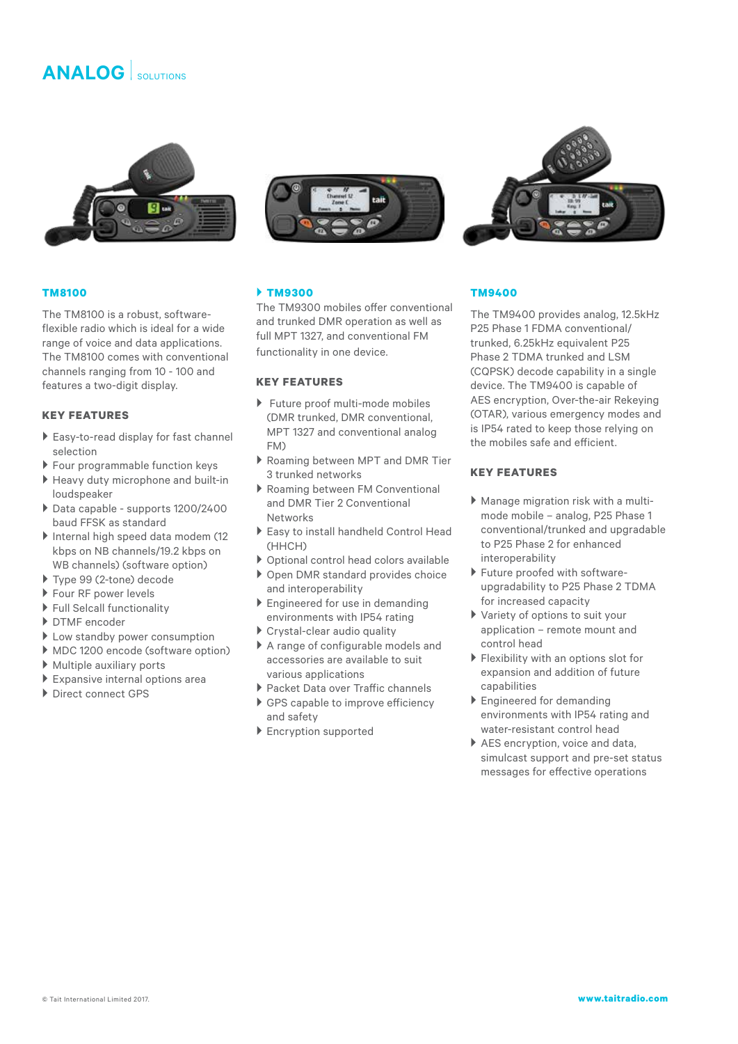# ANALOG | SOLUTIONS

## TM8100

The TM8100 is a robust, software-flexible radio which is ideal for a wide range of voice and data applications. The TM8100 comes with conventional channels ranging from 10 - 100 and features a two-digit display.

### KEY FEATURES

- Easy-to-read display for fast channel selection
- Four programmable function keys
- Heavy duty microphone and built-in loudspeaker
- Data capable - supports 1200/2400 baud FFSK as standard
- Internal high speed data modem (12 kbps on NB channels/19.2 kbps on WB channels) (software option)
- Type 99 (2-tone) decode
- Four RF power levels
- Full Selcall functionality
- DTMF encoder
- Low standby power consumption
- MDC 1200 encode (software option)
- Multiple auxiliary ports
- Expansive internal options area
- Direct connect GPS

## TM9300

The TM9300 mobiles offer conventional and trunked DMR operation as well as full MPT 1327, and conventional FM functionality in one device.

### KEY FEATURES

- Future proof multi-mode mobiles (DMR trunked, DMR conventional, MPT 1327 and conventional analog FM)
- Roaming between MPT and DMR Tier 3 trunked networks
- Roaming between FM Conventional and DMR Tier 2 Conventional Networks
- Easy to install handheld Control Head (HHCH)
- Optional control head colors available
- Open DMR standard provides choice and interoperability
- Engineered for use in demanding environments with IP54 rating
- Crystal-clear audio quality
- A range of configurable models and accessories are available to suit various applications
- Packet Data over Traffic channels
- GPS capable to improve efficiency and safety
- Encryption supported

## TM9400

The TM9400 provides analog, 12.5kHz P25 Phase 1 FDMA conventional/trunked, 6.25kHz equivalent P25 Phase 2 TDMA trunked and LSM (CQPSK) decode capability in a single device. The TM9400 is capable of AES encryption, Over-the-air Rekeying (OTAR), various emergency modes and is IP54 rated to keep those relying on the mobiles safe and efficient.

### KEY FEATURES

- Manage migration risk with a multi-mode mobile – analog, P25 Phase 1 conventional/trunked and upgradable to P25 Phase 2 for enhanced interoperability
- Future proofed with software-upgradability to P25 Phase 2 TDMA for increased capacity
- Variety of options to suit your application – remote mount and control head
- Flexibility with an options slot for expansion and addition of future capabilities
- Engineered for demanding environments with IP54 rating and water-resistant control head
- AES encryption, voice and data, simulcast support and pre-set status messages for effective operations

© Tait International Limited 2017. www.taitradio.com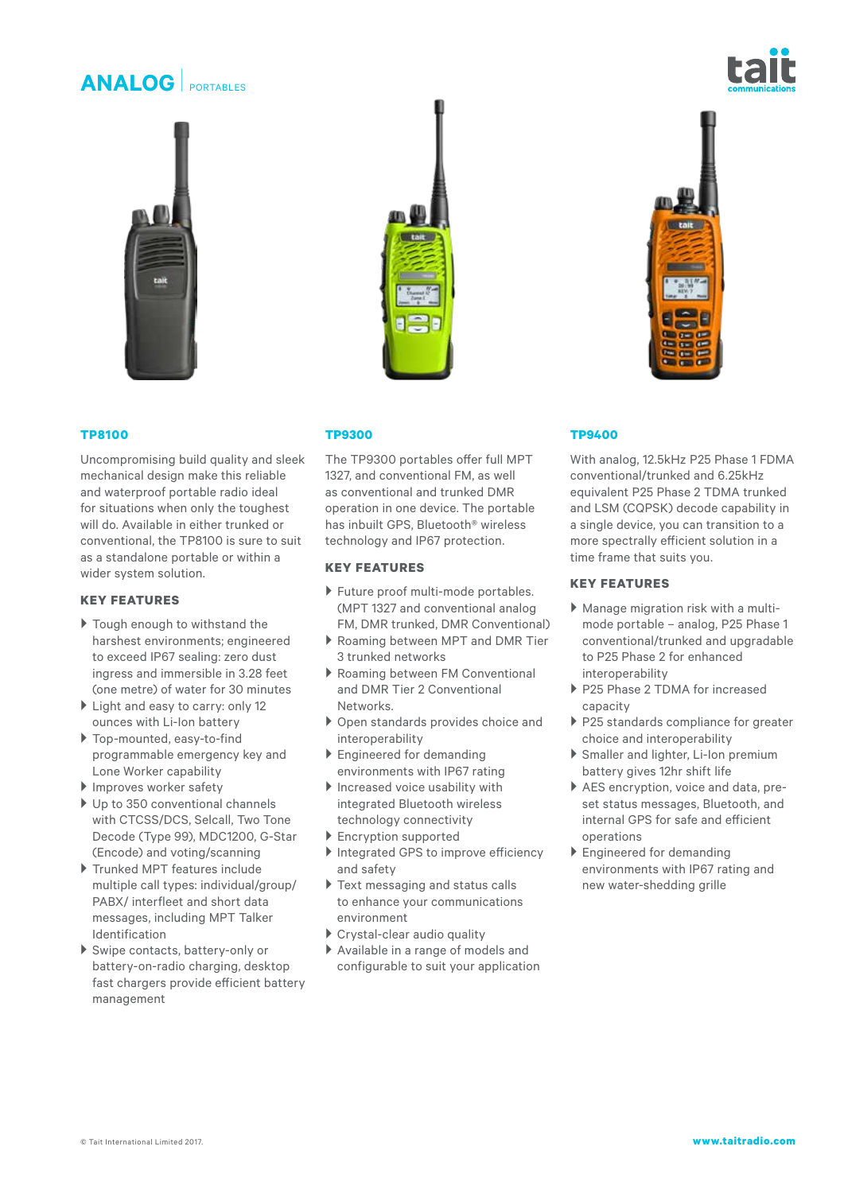# ANALOG | PORTABLES

## TP8100

Uncompromising build quality and sleek mechanical design make this reliable and waterproof portable radio ideal for situations when only the toughest will do. Available in either trunked or conventional, the TP8100 is sure to suit as a standalone portable or within a wider system solution.

### KEY FEATURES

- Tough enough to withstand the harshest environments; engineered to exceed IP67 sealing: zero dust ingress and immersible in 3.28 feet (one metre) of water for 30 minutes
- Light and easy to carry: only 12 ounces with Li-Ion battery
- Top-mounted, easy-to-find programmable emergency key and Lone Worker capability
- Improves worker safety
- Up to 350 conventional channels with CTCSS/DCS, Selcall, Two Tone Decode (Type 99), MDC1200, G-Star (Encode) and voting/scanning
- Trunked MPT features include multiple call types: individual/group/ PABX/ interfleet and short data messages, including MPT Talker Identification
- Swipe contacts, battery-only or battery-on-radio charging, desktop fast chargers provide efficient battery management

## TP9300

The TP9300 portables offer full MPT 1327, and conventional FM, as well as conventional and trunked DMR operation in one device. The portable has inbuilt GPS, Bluetooth® wireless technology and IP67 protection.

### KEY FEATURES

- Future proof multi-mode portables. (MPT 1327 and conventional analog FM, DMR trunked, DMR Conventional)
- Roaming between MPT and DMR Tier 3 trunked networks
- Roaming between FM Conventional and DMR Tier 2 Conventional Networks.
- Open standards provides choice and interoperability
- Engineered for demanding environments with IP67 rating
- Increased voice usability with integrated Bluetooth wireless technology connectivity
- Encryption supported
- Integrated GPS to improve efficiency and safety
- Text messaging and status calls to enhance your communications environment
- Crystal-clear audio quality
- Available in a range of models and configurable to suit your application

## TP9400

With analog, 12.5kHz P25 Phase 1 FDMA conventional/trunked and 6.25kHz equivalent P25 Phase 2 TDMA trunked and LSM (CQPSK) decode capability in a single device, you can transition to a more spectrally efficient solution in a time frame that suits you.

### KEY FEATURES

- Manage migration risk with a multi-mode portable – analog, P25 Phase 1 conventional/trunked and upgradable to P25 Phase 2 for enhanced interoperability
- P25 Phase 2 TDMA for increased capacity
- P25 standards compliance for greater choice and interoperability
- Smaller and lighter, Li-Ion premium battery gives 12hr shift life
- AES encryption, voice and data, pre-set status messages, Bluetooth, and internal GPS for safe and efficient operations
- Engineered for demanding environments with IP67 rating and new water-shedding grille

© Tait International Limited 2017.

www.taitradio.com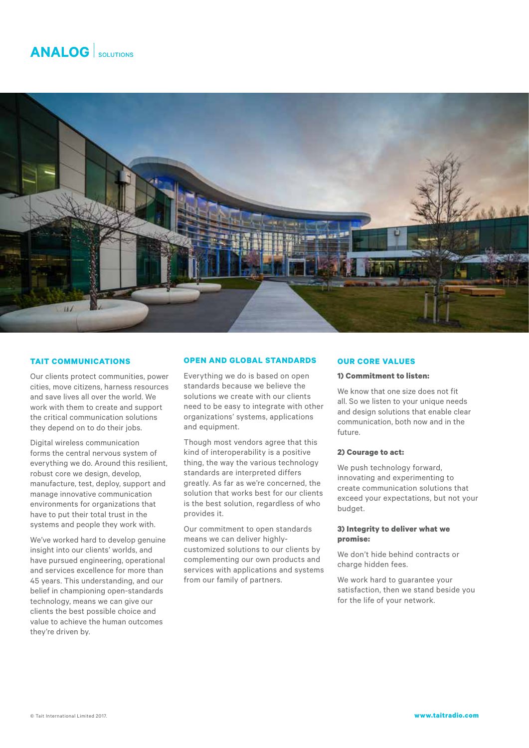# ANALOG | SOLUTIONS

## TAIT COMMUNICATIONS

Our clients protect communities, power cities, move citizens, harness resources and save lives all over the world. We work with them to create and support the critical communication solutions they depend on to do their jobs.

Digital wireless communication forms the central nervous system of everything we do. Around this resilient, robust core we design, develop, manufacture, test, deploy, support and manage innovative communication environments for organizations that have to put their total trust in the systems and people they work with.

We've worked hard to develop genuine insight into our clients' worlds, and have pursued engineering, operational and services excellence for more than 45 years. This understanding, and our belief in championing open-standards technology, means we can give our clients the best possible choice and value to achieve the human outcomes they're driven by.

## OPEN AND GLOBAL STANDARDS

Everything we do is based on open standards because we believe the solutions we create with our clients need to be easy to integrate with other organizations' systems, applications and equipment.

Though most vendors agree that this kind of interoperability is a positive thing, the way the various technology standards are interpreted differs greatly. As far as we're concerned, the solution that works best for our clients is the best solution, regardless of who provides it.

Our commitment to open standards means we can deliver highly-customized solutions to our clients by complementing our own products and services with applications and systems from our family of partners.

## OUR CORE VALUES

**1) Commitment to listen:**

We know that one size does not fit all. So we listen to your unique needs and design solutions that enable clear communication, both now and in the future.

**2) Courage to act:**

We push technology forward, innovating and experimenting to create communication solutions that exceed your expectations, but not your budget.

**3) Integrity to deliver what we promise:**

We don't hide behind contracts or charge hidden fees.

We work hard to guarantee your satisfaction, then we stand beside you for the life of your network.

© Tait International Limited 2017.

**www.taitradio.com**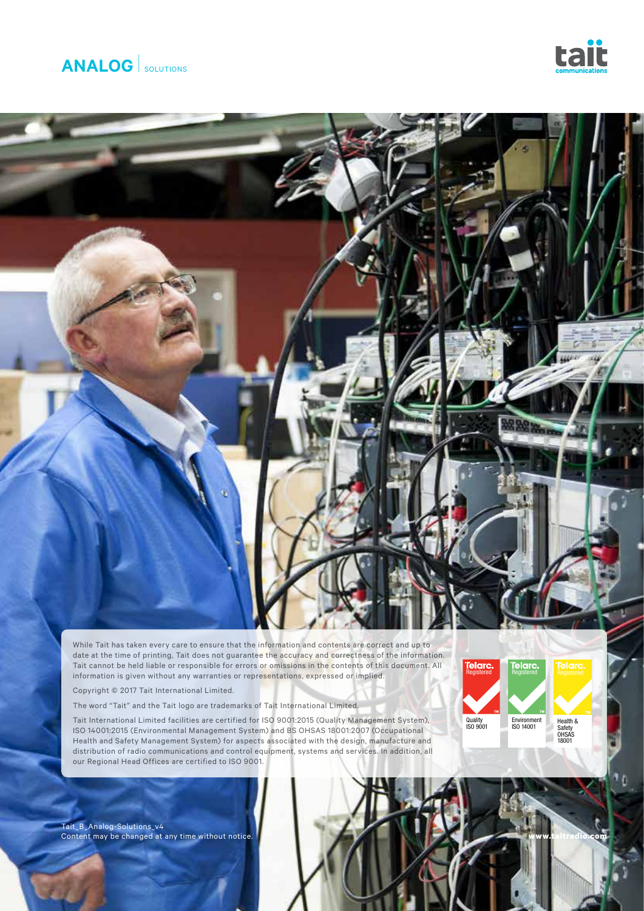**ANALOG** | SOLUTIONS

While Tait has taken every care to ensure that the information and contents are correct and up to date at the time of printing, Tait does not guarantee the accuracy and correctness of the information. Tait cannot be held liable or responsible for errors or omissions in the contents of this document. All information is given without any warranties or representations, expressed or implied.

Copyright © 2017 Tait International Limited.

The word "Tait" and the Tait logo are trademarks of Tait International Limited.

Tait International Limited facilities are certified for ISO 9001:2015 (Quality Management System), ISO 14001:2015 (Environmental Management System) and BS OHSAS 18001:2007 (Occupational Health and Safety Management System) for aspects associated with the design, manufacture and distribution of radio communications and control equipment, systems and services. In addition, all our Regional Head Offices are certified to ISO 9001.

Telarc. Registered — Quality ISO 9001

Telarc. Registered — Environment ISO 14001

Telarc. Registered — Health & Safety OHSAS 18001

Tait_B_Analog-Solutions_v4
Content may be changed at any time without notice.

www.taitradio.com